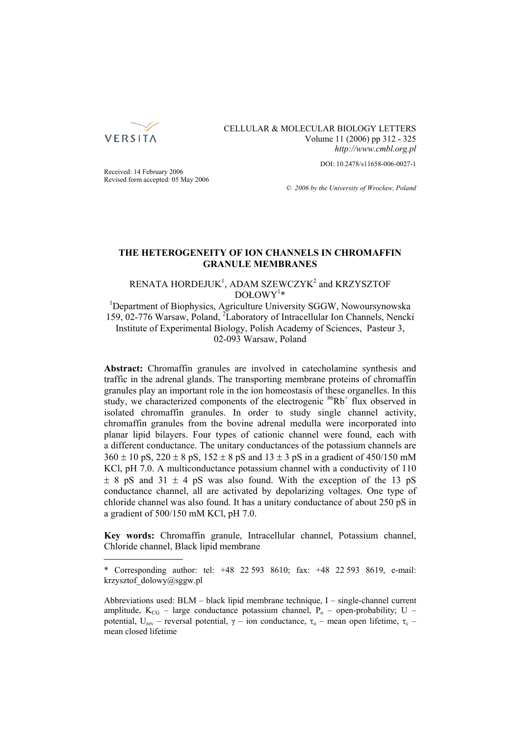Received: 14 February 2006
Revised form accepted: 05 May 2006

DOI: 10.2478/s11658-006-0027-1

© 2006 by the University of Wroclaw, Poland

# THE HETEROGENEITY OF ION CHANNELS IN CHROMAFFIN GRANULE MEMBRANES

RENATA HORDEJUK[1], ADAM SZEWCZYK[2] and KRZYSZTOF DOŁOWY[1]*

[1]Department of Biophysics, Agriculture University SGGW, Nowoursynowska 159, 02-776 Warsaw, Poland, [2]Laboratory of Intracellular Ion Channels, Nencki Institute of Experimental Biology, Polish Academy of Sciences, Pasteur 3, 02-093 Warsaw, Poland

**Abstract:** Chromaffin granules are involved in catecholamine synthesis and traffic in the adrenal glands. The transporting membrane proteins of chromaffin granules play an important role in the ion homeostasis of these organelles. In this study, we characterized components of the electrogenic $^{86}Rb^{+}$ flux observed in isolated chromaffin granules. In order to study single channel activity, chromaffin granules from the bovine adrenal medulla were incorporated into planar lipid bilayers. Four types of cationic channel were found, each with a different conductance. The unitary conductances of the potassium channels are 360 ± 10 pS, 220 ± 8 pS, 152 ± 8 pS and 13 ± 3 pS in a gradient of 450/150 mM KCl, pH 7.0. A multiconductance potassium channel with a conductivity of 110 ± 8 pS and 31 ± 4 pS was also found. With the exception of the 13 pS conductance channel, all are activated by depolarizing voltages. One type of chloride channel was also found. It has a unitary conductance of about 250 pS in a gradient of 500/150 mM KCl, pH 7.0.

**Key words:** Chromaffin granule, Intracellular channel, Potassium channel, Chloride channel, Black lipid membrane

---

\* Corresponding author: tel: +48 22 593 8610; fax: +48 22 593 8619, e-mail: krzysztof_dolowy@sggw.pl

Abbreviations used: BLM – black lipid membrane technique, I – single-channel current amplitude, $K_{CG}$ – large conductance potassium channel, $P_o$ – open-probability; U – potential, $U_{rev}$ – reversal potential, $\gamma$ – ion conductance, $\tau_o$ – mean open lifetime, $\tau_c$ – mean closed lifetime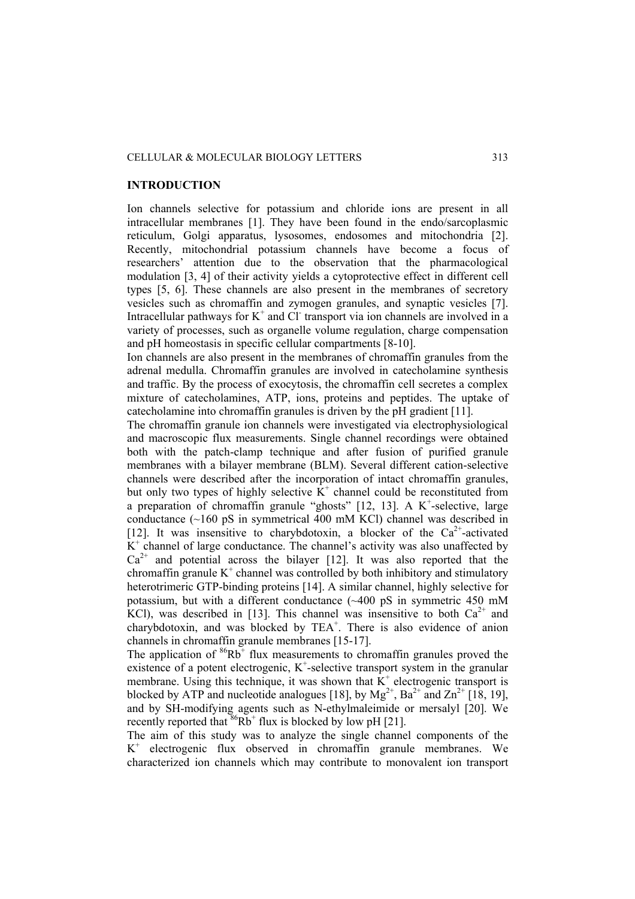## INTRODUCTION

Ion channels selective for potassium and chloride ions are present in all intracellular membranes [1]. They have been found in the endo/sarcoplasmic reticulum, Golgi apparatus, lysosomes, endosomes and mitochondria [2]. Recently, mitochondrial potassium channels have become a focus of researchers' attention due to the observation that the pharmacological modulation [3, 4] of their activity yields a cytoprotective effect in different cell types [5, 6]. These channels are also present in the membranes of secretory vesicles such as chromaffin and zymogen granules, and synaptic vesicles [7]. Intracellular pathways for $K^+$ and $Cl^-$ transport via ion channels are involved in a variety of processes, such as organelle volume regulation, charge compensation and pH homeostasis in specific cellular compartments [8-10].

Ion channels are also present in the membranes of chromaffin granules from the adrenal medulla. Chromaffin granules are involved in catecholamine synthesis and traffic. By the process of exocytosis, the chromaffin cell secretes a complex mixture of catecholamines, ATP, ions, proteins and peptides. The uptake of catecholamine into chromaffin granules is driven by the pH gradient [11].

The chromaffin granule ion channels were investigated via electrophysiological and macroscopic flux measurements. Single channel recordings were obtained both with the patch-clamp technique and after fusion of purified granule membranes with a bilayer membrane (BLM). Several different cation-selective channels were described after the incorporation of intact chromaffin granules, but only two types of highly selective $K^+$ channel could be reconstituted from a preparation of chromaffin granule "ghosts" [12, 13]. A $K^+$-selective, large conductance (~160 pS in symmetrical 400 mM KCl) channel was described in [12]. It was insensitive to charybdotoxin, a blocker of the $Ca^{2+}$-activated $K^+$ channel of large conductance. The channel's activity was also unaffected by $Ca^{2+}$ and potential across the bilayer [12]. It was also reported that the chromaffin granule $K^+$ channel was controlled by both inhibitory and stimulatory heterotrimeric GTP-binding proteins [14]. A similar channel, highly selective for potassium, but with a different conductance (~400 pS in symmetric 450 mM KCl), was described in [13]. This channel was insensitive to both $Ca^{2+}$ and charybdotoxin, and was blocked by $TEA^+$. There is also evidence of anion channels in chromaffin granule membranes [15-17].

The application of $^{86}Rb^+$ flux measurements to chromaffin granules proved the existence of a potent electrogenic, $K^+$-selective transport system in the granular membrane. Using this technique, it was shown that $K^+$ electrogenic transport is blocked by ATP and nucleotide analogues [18], by $Mg^{2+}$, $Ba^{2+}$ and $Zn^{2+}$ [18, 19], and by SH-modifying agents such as N-ethylmaleimide or mersalyl [20]. We recently reported that $^{86}Rb^+$ flux is blocked by low pH [21].

The aim of this study was to analyze the single channel components of the $K^+$ electrogenic flux observed in chromaffin granule membranes. We characterized ion channels which may contribute to monovalent ion transport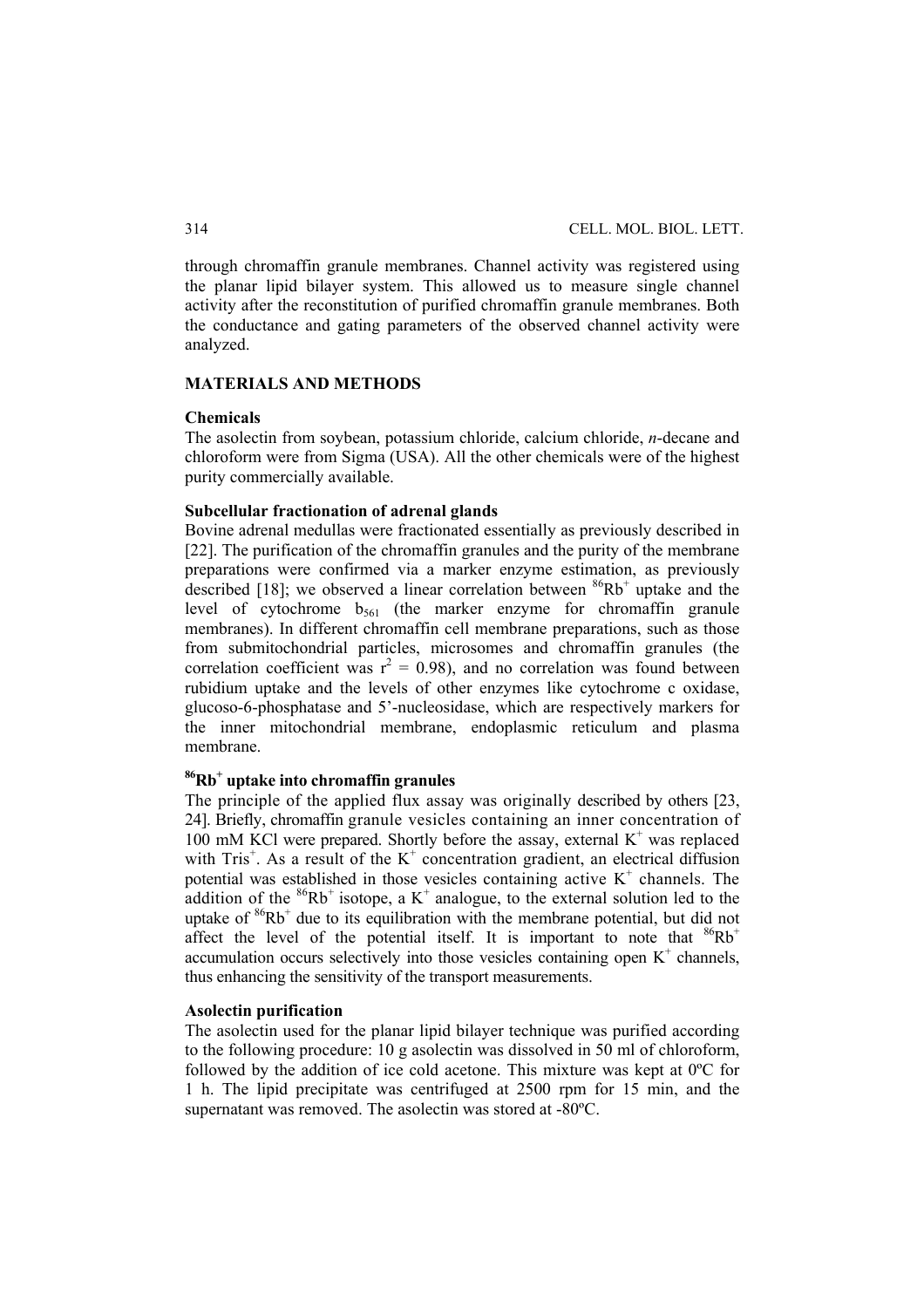through chromaffin granule membranes. Channel activity was registered using the planar lipid bilayer system. This allowed us to measure single channel activity after the reconstitution of purified chromaffin granule membranes. Both the conductance and gating parameters of the observed channel activity were analyzed.

## MATERIALS AND METHODS

### Chemicals

The asolectin from soybean, potassium chloride, calcium chloride, *n*-decane and chloroform were from Sigma (USA). All the other chemicals were of the highest purity commercially available.

### Subcellular fractionation of adrenal glands

Bovine adrenal medullas were fractionated essentially as previously described in [22]. The purification of the chromaffin granules and the purity of the membrane preparations were confirmed via a marker enzyme estimation, as previously described [18]; we observed a linear correlation between $^{86}Rb^+$ uptake and the level of cytochrome $b_{561}$ (the marker enzyme for chromaffin granule membranes). In different chromaffin cell membrane preparations, such as those from submitochondrial particles, microsomes and chromaffin granules (the correlation coefficient was $r^2 = 0.98$), and no correlation was found between rubidium uptake and the levels of other enzymes like cytochrome c oxidase, glucoso-6-phosphatase and 5'-nucleosidase, which are respectively markers for the inner mitochondrial membrane, endoplasmic reticulum and plasma membrane.

### $^{86}Rb^+$ uptake into chromaffin granules

The principle of the applied flux assay was originally described by others [23, 24]. Briefly, chromaffin granule vesicles containing an inner concentration of 100 mM KCl were prepared. Shortly before the assay, external $K^+$ was replaced with $Tris^+$. As a result of the $K^+$ concentration gradient, an electrical diffusion potential was established in those vesicles containing active $K^+$ channels. The addition of the $^{86}Rb^+$ isotope, a $K^+$ analogue, to the external solution led to the uptake of $^{86}Rb^+$ due to its equilibration with the membrane potential, but did not affect the level of the potential itself. It is important to note that $^{86}Rb^+$ accumulation occurs selectively into those vesicles containing open $K^+$ channels, thus enhancing the sensitivity of the transport measurements.

### Asolectin purification

The asolectin used for the planar lipid bilayer technique was purified according to the following procedure: 10 g asolectin was dissolved in 50 ml of chloroform, followed by the addition of ice cold acetone. This mixture was kept at 0ºC for 1 h. The lipid precipitate was centrifuged at 2500 rpm for 15 min, and the supernatant was removed. The asolectin was stored at -80ºC.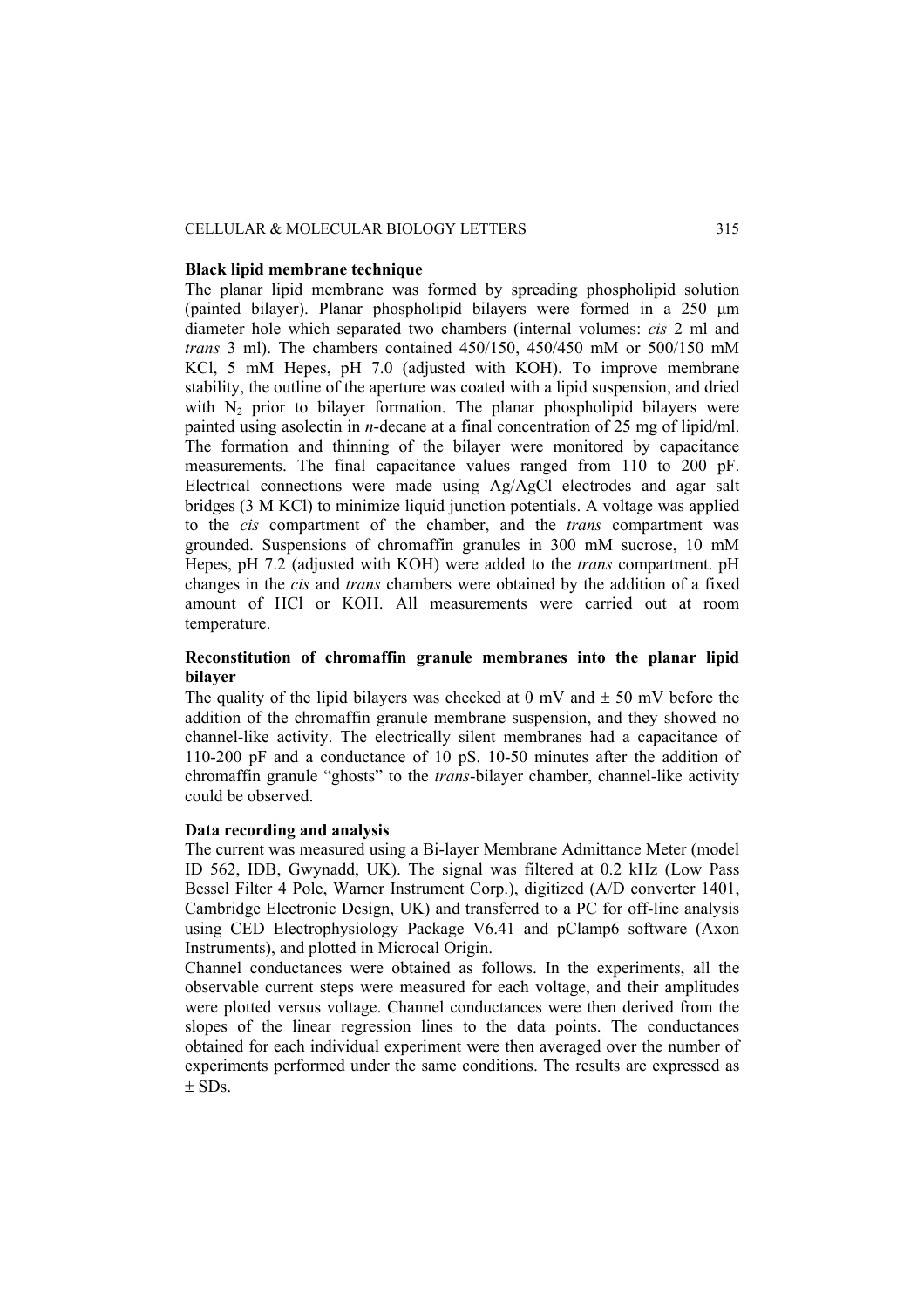**Black lipid membrane technique**

The planar lipid membrane was formed by spreading phospholipid solution (painted bilayer). Planar phospholipid bilayers were formed in a 250 μm diameter hole which separated two chambers (internal volumes: *cis* 2 ml and *trans* 3 ml). The chambers contained 450/150, 450/450 mM or 500/150 mM KCl, 5 mM Hepes, pH 7.0 (adjusted with KOH). To improve membrane stability, the outline of the aperture was coated with a lipid suspension, and dried with $N_2$ prior to bilayer formation. The planar phospholipid bilayers were painted using asolectin in *n*-decane at a final concentration of 25 mg of lipid/ml. The formation and thinning of the bilayer were monitored by capacitance measurements. The final capacitance values ranged from 110 to 200 pF. Electrical connections were made using Ag/AgCl electrodes and agar salt bridges (3 M KCl) to minimize liquid junction potentials. A voltage was applied to the *cis* compartment of the chamber, and the *trans* compartment was grounded. Suspensions of chromaffin granules in 300 mM sucrose, 10 mM Hepes, pH 7.2 (adjusted with KOH) were added to the *trans* compartment. pH changes in the *cis* and *trans* chambers were obtained by the addition of a fixed amount of HCl or KOH. All measurements were carried out at room temperature.

**Reconstitution of chromaffin granule membranes into the planar lipid bilayer**

The quality of the lipid bilayers was checked at 0 mV and ± 50 mV before the addition of the chromaffin granule membrane suspension, and they showed no channel-like activity. The electrically silent membranes had a capacitance of 110-200 pF and a conductance of 10 pS. 10-50 minutes after the addition of chromaffin granule "ghosts" to the *trans*-bilayer chamber, channel-like activity could be observed.

**Data recording and analysis**

The current was measured using a Bi-layer Membrane Admittance Meter (model ID 562, IDB, Gwynadd, UK). The signal was filtered at 0.2 kHz (Low Pass Bessel Filter 4 Pole, Warner Instrument Corp.), digitized (A/D converter 1401, Cambridge Electronic Design, UK) and transferred to a PC for off-line analysis using CED Electrophysiology Package V6.41 and pClamp6 software (Axon Instruments), and plotted in Microcal Origin.

Channel conductances were obtained as follows. In the experiments, all the observable current steps were measured for each voltage, and their amplitudes were plotted versus voltage. Channel conductances were then derived from the slopes of the linear regression lines to the data points. The conductances obtained for each individual experiment were then averaged over the number of experiments performed under the same conditions. The results are expressed as ± SDs.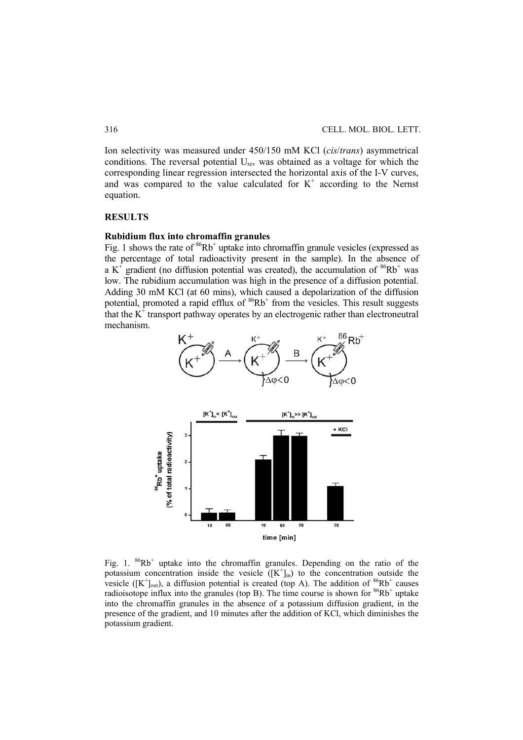Ion selectivity was measured under 450/150 mM KCl (*cis*/*trans*) asymmetrical conditions. The reversal potential $U_{rev}$ was obtained as a voltage for which the corresponding linear regression intersected the horizontal axis of the I-V curves, and was compared to the value calculated for $K^+$ according to the Nernst equation.

## RESULTS

### Rubidium flux into chromaffin granules

Fig. 1 shows the rate of $^{86}Rb^+$ uptake into chromaffin granule vesicles (expressed as the percentage of total radioactivity present in the sample). In the absence of a $K^+$ gradient (no diffusion potential was created), the accumulation of $^{86}Rb^+$ was low. The rubidium accumulation was high in the presence of a diffusion potential. Adding 30 mM KCl (at 60 mins), which caused a depolarization of the diffusion potential, promoted a rapid efflux of $^{86}Rb^+$ from the vesicles. This result suggests that the $K^+$ transport pathway operates by an electrogenic rather than electroneutral mechanism.

Fig. 1. $^{86}Rb^+$ uptake into the chromaffin granules. Depending on the ratio of the potassium concentration inside the vesicle ($[K^+]_{in}$) to the concentration outside the vesicle ($[K^+]_{out}$), a diffusion potential is created (top A). The addition of $^{86}Rb^+$ causes radioisotope influx into the granules (top B). The time course is shown for $^{86}Rb^+$ uptake into the chromaffin granules in the absence of a potassium diffusion gradient, in the presence of the gradient, and 10 minutes after the addition of KCl, which diminishes the potassium gradient.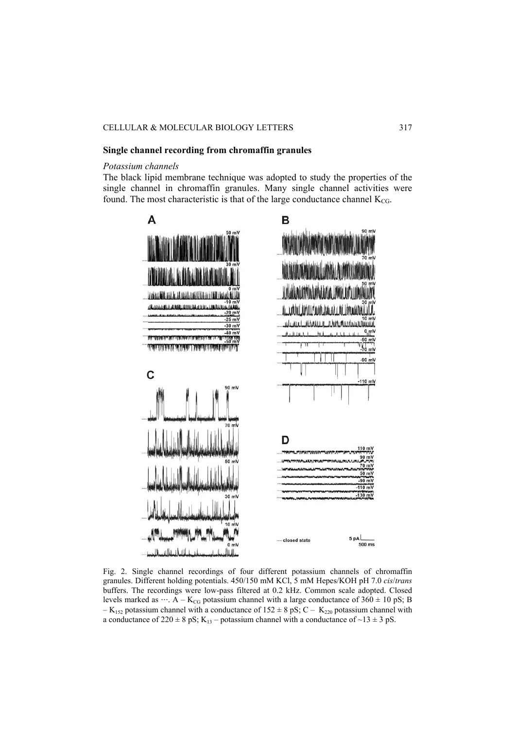## Single channel recording from chromaffin granules

### *Potassium channels*

The black lipid membrane technique was adopted to study the properties of the single channel in chromaffin granules. Many single channel activities were found. The most characteristic is that of the large conductance channel $K_{CG}$.

Fig. 2. Single channel recordings of four different potassium channels of chromaffin granules. Different holding potentials. 450/150 mM KCl, 5 mM Hepes/KOH pH 7.0 *cis*/*trans* buffers. The recordings were low-pass filtered at 0.2 kHz. Common scale adopted. Closed levels marked as ···. A – $K_{CG}$ potassium channel with a large conductance of 360 ± 10 pS; B – $K_{152}$ potassium channel with a conductance of 152 ± 8 pS; C – $K_{220}$ potassium channel with a conductance of 220 ± 8 pS; $K_{13}$ – potassium channel with a conductance of ~13 ± 3 pS.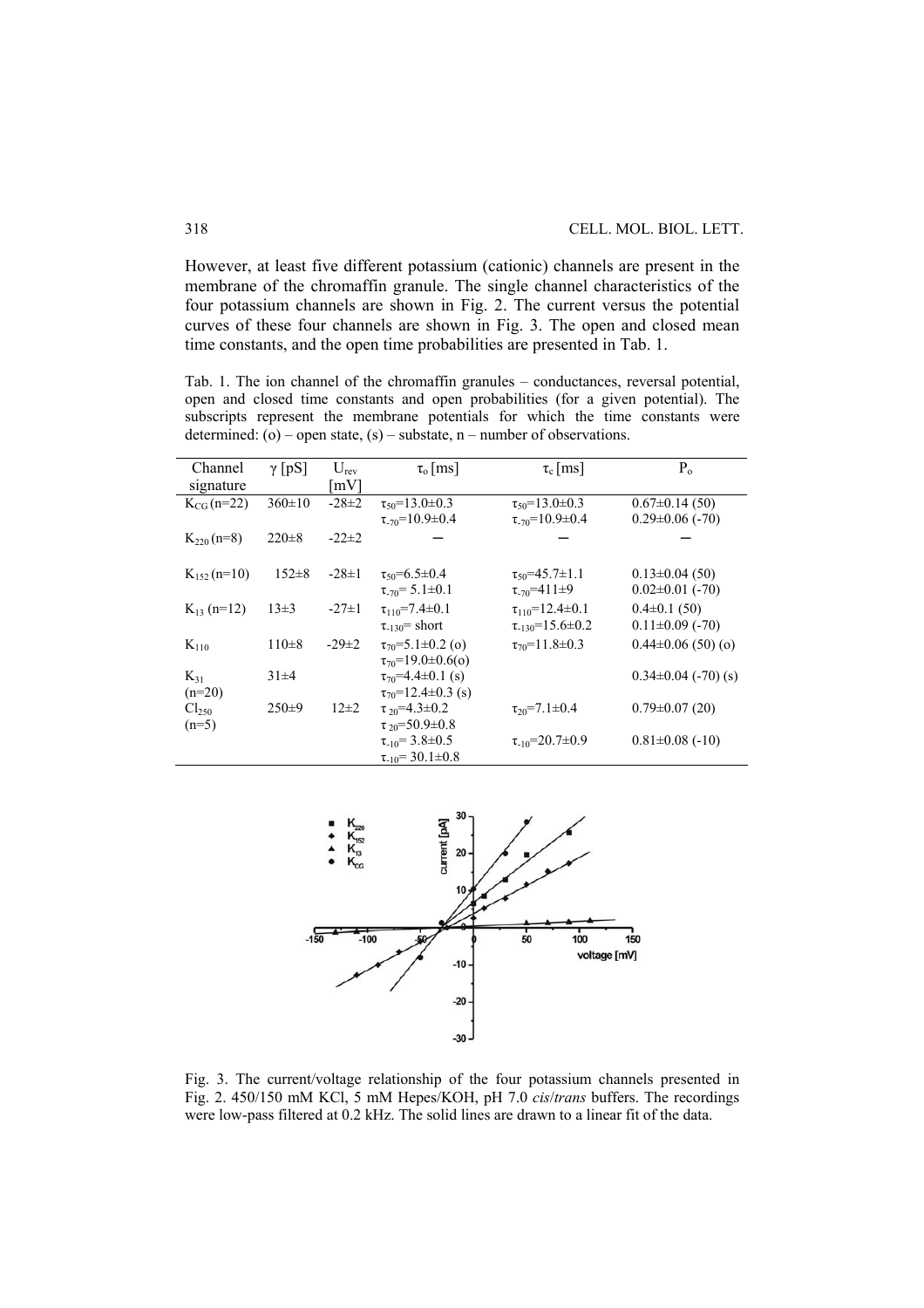However, at least five different potassium (cationic) channels are present in the membrane of the chromaffin granule. The single channel characteristics of the four potassium channels are shown in Fig. 2. The current versus the potential curves of these four channels are shown in Fig. 3. The open and closed mean time constants, and the open time probabilities are presented in Tab. 1.

Tab. 1. The ion channel of the chromaffin granules – conductances, reversal potential, open and closed time constants and open probabilities (for a given potential). The subscripts represent the membrane potentials for which the time constants were determined: (o) – open state, (s) – substate, n – number of observations.

| Channel signature | $\gamma$ [pS] | $U_{rev}$ [mV] | $\tau_o$ [ms] | $\tau_c$ [ms] | $P_o$ |
|---|---|---|---|---|---|
| $K_{CG}$ (n=22) | 360±10 | -28±2 | $\tau_{50}$=13.0±0.3<br>$\tau_{-70}$=10.9±0.4 | $\tau_{50}$=13.0±0.3<br>$\tau_{-70}$=10.9±0.4 | 0.67±0.14 (50)<br>0.29±0.06 (-70) |
| $K_{220}$ (n=8) | 220±8 | -22±2 | – | – | – |
| $K_{152}$ (n=10) | 152±8 | -28±1 | $\tau_{50}$=6.5±0.4<br>$\tau_{-70}$= 5.1±0.1 | $\tau_{50}$=45.7±1.1<br>$\tau_{-70}$=411±9 | 0.13±0.04 (50)<br>0.02±0.01 (-70) |
| $K_{13}$ (n=12) | 13±3 | -27±1 | $\tau_{110}$=7.4±0.1<br>$\tau_{-130}$= short | $\tau_{110}$=12.4±0.1<br>$\tau_{-130}$=15.6±0.2 | 0.4±0.1 (50)<br>0.11±0.09 (-70) |
| $K_{110}$ | 110±8 | -29±2 | $\tau_{70}$=5.1±0.2 (o)<br>$\tau_{70}$=19.0±0.6(o) | $\tau_{70}$=11.8±0.3 | 0.44±0.06 (50) (o) |
| $K_{31}$ (n=20) | 31±4 | | $\tau_{70}$=4.4±0.1 (s)<br>$\tau_{70}$=12.4±0.3 (s) | | 0.34±0.04 (-70) (s) |
| $Cl_{250}$ (n=5) | 250±9 | 12±2 | $\tau_{20}$=4.3±0.2<br>$\tau_{20}$=50.9±0.8<br>$\tau_{-10}$= 3.8±0.5<br>$\tau_{-10}$= 30.1±0.8 | $\tau_{20}$=7.1±0.4<br><br>$\tau_{-10}$=20.7±0.9 | 0.79±0.07 (20)<br><br>0.81±0.08 (-10) |

Fig. 3. The current/voltage relationship of the four potassium channels presented in Fig. 2. 450/150 mM KCl, 5 mM Hepes/KOH, pH 7.0 *cis*/*trans* buffers. The recordings were low-pass filtered at 0.2 kHz. The solid lines are drawn to a linear fit of the data.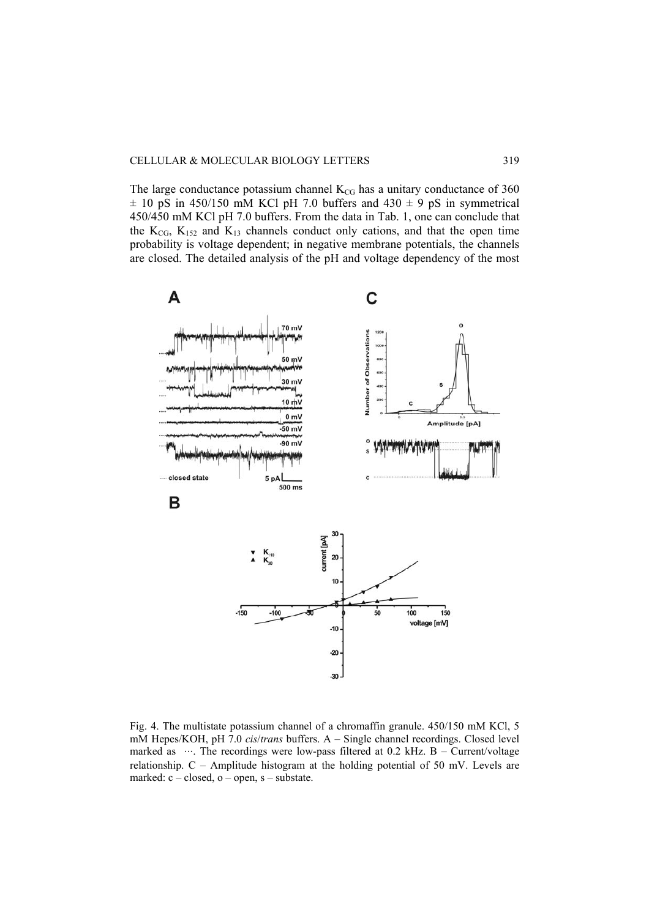The large conductance potassium channel $K_{CG}$ has a unitary conductance of 360 ± 10 pS in 450/150 mM KCl pH 7.0 buffers and 430 ± 9 pS in symmetrical 450/450 mM KCl pH 7.0 buffers. From the data in Tab. 1, one can conclude that the $K_{CG}$, $K_{152}$ and $K_{13}$ channels conduct only cations, and that the open time probability is voltage dependent; in negative membrane potentials, the channels are closed. The detailed analysis of the pH and voltage dependency of the most

Fig. 4. The multistate potassium channel of a chromaffin granule. 450/150 mM KCl, 5 mM Hepes/KOH, pH 7.0 *cis*/*trans* buffers. A – Single channel recordings. Closed level marked as ···. The recordings were low-pass filtered at 0.2 kHz. B – Current/voltage relationship. C – Amplitude histogram at the holding potential of 50 mV. Levels are marked: c – closed, o – open, s – substate.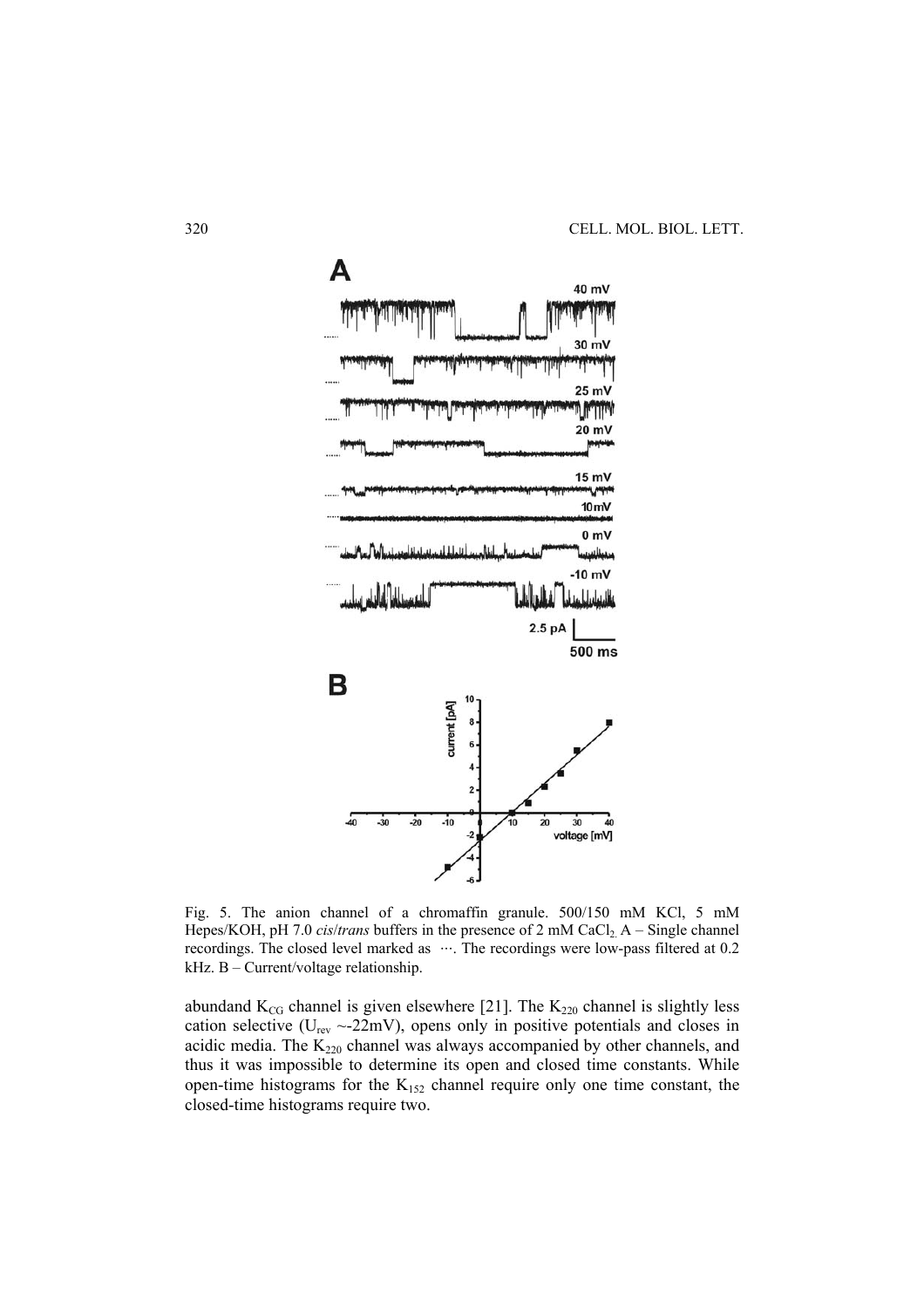Fig. 5. The anion channel of a chromaffin granule. 500/150 mM KCl, 5 mM Hepes/KOH, pH 7.0 *cis*/*trans* buffers in the presence of 2 mM $CaCl_2$. A – Single channel recordings. The closed level marked as ···. The recordings were low-pass filtered at 0.2 kHz. B – Current/voltage relationship.

abundand $K_{CG}$ channel is given elsewhere [21]. The $K_{220}$ channel is slightly less cation selective ($U_{rev}$ ~-22mV), opens only in positive potentials and closes in acidic media. The $K_{220}$ channel was always accompanied by other channels, and thus it was impossible to determine its open and closed time constants. While open-time histograms for the $K_{152}$ channel require only one time constant, the closed-time histograms require two.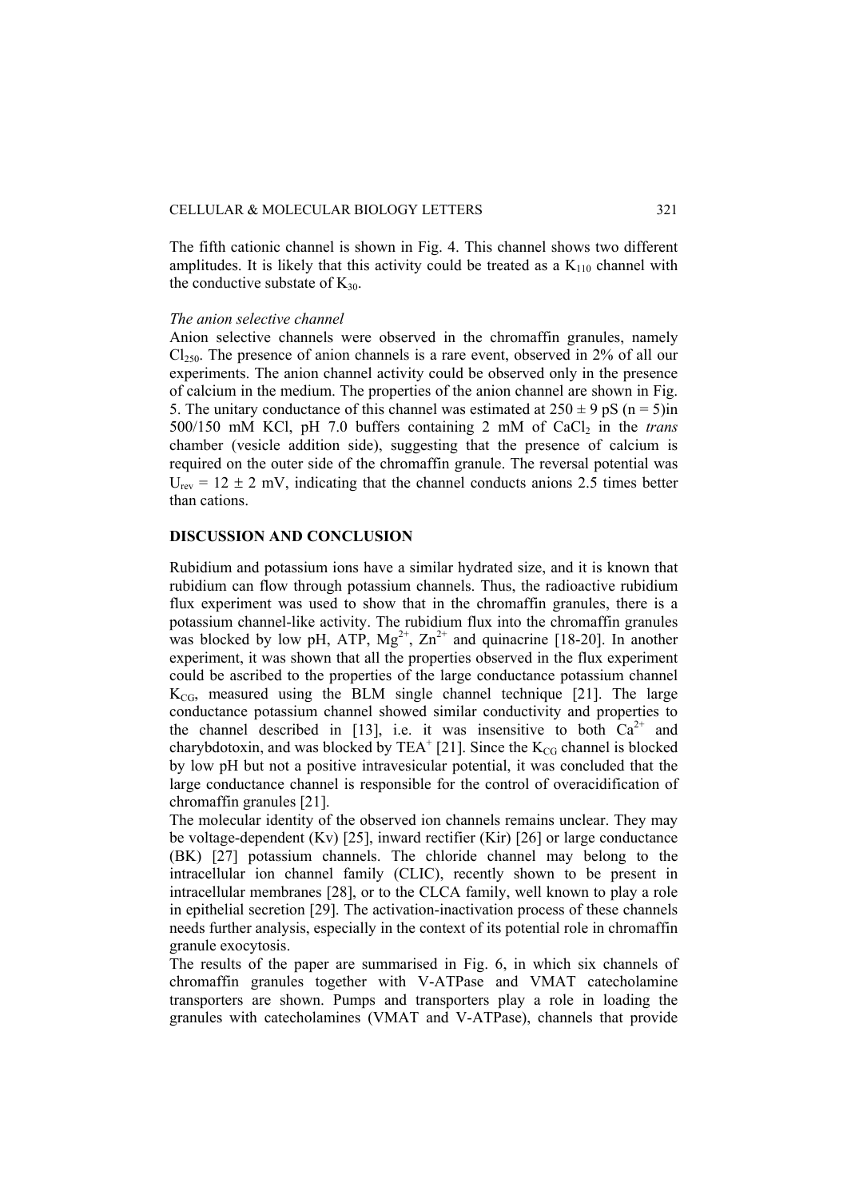The fifth cationic channel is shown in Fig. 4. This channel shows two different amplitudes. It is likely that this activity could be treated as a $K_{110}$ channel with the conductive substate of $K_{30}$.

*The anion selective channel*

Anion selective channels were observed in the chromaffin granules, namely $Cl_{250}$. The presence of anion channels is a rare event, observed in 2% of all our experiments. The anion channel activity could be observed only in the presence of calcium in the medium. The properties of the anion channel are shown in Fig. 5. The unitary conductance of this channel was estimated at 250 ± 9 pS (n = 5)in 500/150 mM KCl, pH 7.0 buffers containing 2 mM of $CaCl_2$ in the *trans* chamber (vesicle addition side), suggesting that the presence of calcium is required on the outer side of the chromaffin granule. The reversal potential was $U_{rev}$ = 12 ± 2 mV, indicating that the channel conducts anions 2.5 times better than cations.

## DISCUSSION AND CONCLUSION

Rubidium and potassium ions have a similar hydrated size, and it is known that rubidium can flow through potassium channels. Thus, the radioactive rubidium flux experiment was used to show that in the chromaffin granules, there is a potassium channel-like activity. The rubidium flux into the chromaffin granules was blocked by low pH, ATP, $Mg^{2+}$, $Zn^{2+}$ and quinacrine [18-20]. In another experiment, it was shown that all the properties observed in the flux experiment could be ascribed to the properties of the large conductance potassium channel $K_{CG}$, measured using the BLM single channel technique [21]. The large conductance potassium channel showed similar conductivity and properties to the channel described in [13], i.e. it was insensitive to both $Ca^{2+}$ and charybdotoxin, and was blocked by $TEA^+$ [21]. Since the $K_{CG}$ channel is blocked by low pH but not a positive intravesicular potential, it was concluded that the large conductance channel is responsible for the control of overacidification of chromaffin granules [21].

The molecular identity of the observed ion channels remains unclear. They may be voltage-dependent (Kv) [25], inward rectifier (Kir) [26] or large conductance (BK) [27] potassium channels. The chloride channel may belong to the intracellular ion channel family (CLIC), recently shown to be present in intracellular membranes [28], or to the CLCA family, well known to play a role in epithelial secretion [29]. The activation-inactivation process of these channels needs further analysis, especially in the context of its potential role in chromaffin granule exocytosis.

The results of the paper are summarised in Fig. 6, in which six channels of chromaffin granules together with V-ATPase and VMAT catecholamine transporters are shown. Pumps and transporters play a role in loading the granules with catecholamines (VMAT and V-ATPase), channels that provide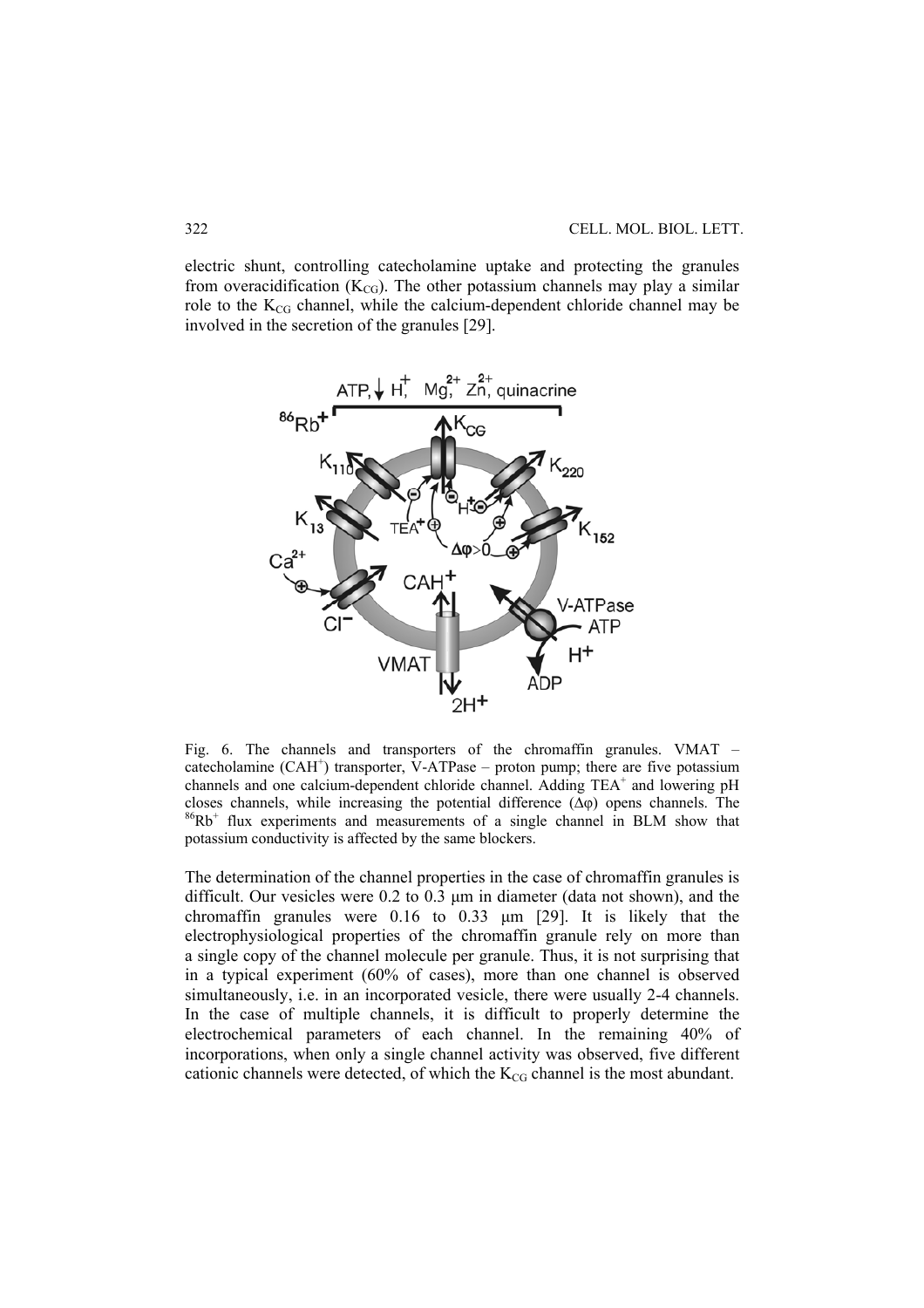electric shunt, controlling catecholamine uptake and protecting the granules from overacidification ($K_{CG}$). The other potassium channels may play a similar role to the $K_{CG}$ channel, while the calcium-dependent chloride channel may be involved in the secretion of the granules [29].

Fig. 6. The channels and transporters of the chromaffin granules. VMAT – catecholamine ($CAH^+$) transporter, V-ATPase – proton pump; there are five potassium channels and one calcium-dependent chloride channel. Adding $TEA^+$ and lowering pH closes channels, while increasing the potential difference ($\Delta\varphi$) opens channels. The $^{86}Rb^+$ flux experiments and measurements of a single channel in BLM show that potassium conductivity is affected by the same blockers.

The determination of the channel properties in the case of chromaffin granules is difficult. Our vesicles were 0.2 to 0.3 μm in diameter (data not shown), and the chromaffin granules were 0.16 to 0.33 μm [29]. It is likely that the electrophysiological properties of the chromaffin granule rely on more than a single copy of the channel molecule per granule. Thus, it is not surprising that in a typical experiment (60% of cases), more than one channel is observed simultaneously, i.e. in an incorporated vesicle, there were usually 2-4 channels. In the case of multiple channels, it is difficult to properly determine the electrochemical parameters of each channel. In the remaining 40% of incorporations, when only a single channel activity was observed, five different cationic channels were detected, of which the $K_{CG}$ channel is the most abundant.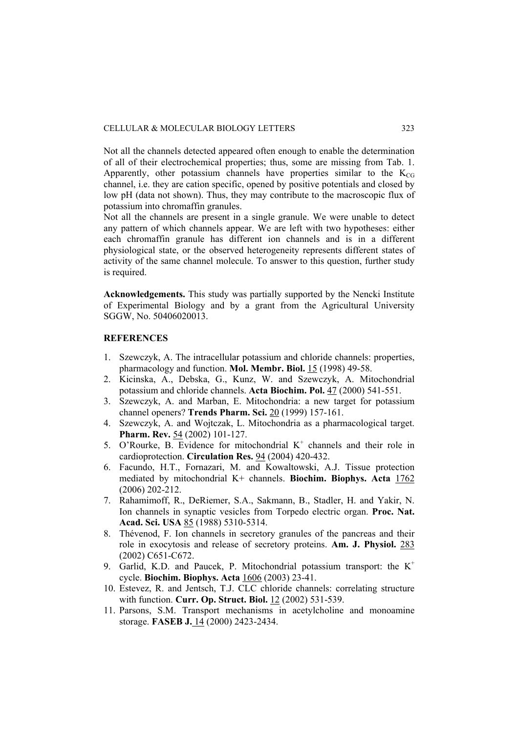Not all the channels detected appeared often enough to enable the determination of all of their electrochemical properties; thus, some are missing from Tab. 1. Apparently, other potassium channels have properties similar to the $K_{CG}$ channel, i.e. they are cation specific, opened by positive potentials and closed by low pH (data not shown). Thus, they may contribute to the macroscopic flux of potassium into chromaffin granules.

Not all the channels are present in a single granule. We were unable to detect any pattern of which channels appear. We are left with two hypotheses: either each chromaffin granule has different ion channels and is in a different physiological state, or the observed heterogeneity represents different states of activity of the same channel molecule. To answer to this question, further study is required.

**Acknowledgements.** This study was partially supported by the Nencki Institute of Experimental Biology and by a grant from the Agricultural University SGGW, No. 50406020013.

## REFERENCES

1. Szewczyk, A. The intracellular potassium and chloride channels: properties, pharmacology and function. **Mol. Membr. Biol.** 15 (1998) 49-58.
2. Kicinska, A., Debska, G., Kunz, W. and Szewczyk, A. Mitochondrial potassium and chloride channels. **Acta Biochim. Pol.** 47 (2000) 541-551.
3. Szewczyk, A. and Marban, E. Mitochondria: a new target for potassium channel openers? **Trends Pharm. Sci.** 20 (1999) 157-161.
4. Szewczyk, A. and Wojtczak, L. Mitochondria as a pharmacological target. **Pharm. Rev.** 54 (2002) 101-127.
5. O'Rourke, B. Evidence for mitochondrial $K^+$ channels and their role in cardioprotection. **Circulation Res.** 94 (2004) 420-432.
6. Facundo, H.T., Fornazari, M. and Kowaltowski, A.J. Tissue protection mediated by mitochondrial K+ channels. **Biochim. Biophys. Acta** 1762 (2006) 202-212.
7. Rahamimoff, R., DeRiemer, S.A., Sakmann, B., Stadler, H. and Yakir, N. Ion channels in synaptic vesicles from Torpedo electric organ. **Proc. Nat. Acad. Sci. USA** 85 (1988) 5310-5314.
8. Thévenod, F. Ion channels in secretory granules of the pancreas and their role in exocytosis and release of secretory proteins. **Am. J. Physiol.** 283 (2002) C651-C672.
9. Garlid, K.D. and Paucek, P. Mitochondrial potassium transport: the $K^+$ cycle. **Biochim. Biophys. Acta** 1606 (2003) 23-41.
10. Estevez, R. and Jentsch, T.J. CLC chloride channels: correlating structure with function. **Curr. Op. Struct. Biol.** 12 (2002) 531-539.
11. Parsons, S.M. Transport mechanisms in acetylcholine and monoamine storage. **FASEB J.** 14 (2000) 2423-2434.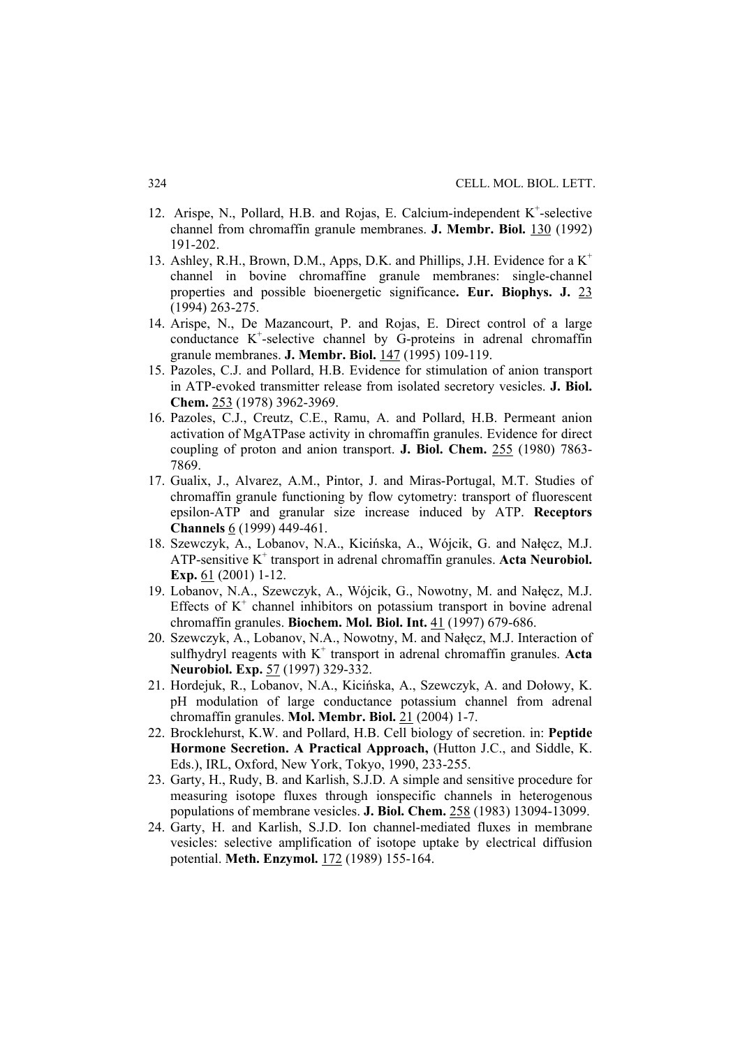12. Arispe, N., Pollard, H.B. and Rojas, E. Calcium-independent $K^+$-selective channel from chromaffin granule membranes. **J. Membr. Biol.** 130 (1992) 191-202.
13. Ashley, R.H., Brown, D.M., Apps, D.K. and Phillips, J.H. Evidence for a $K^+$ channel in bovine chromaffine granule membranes: single-channel properties and possible bioenergetic significance**. Eur. Biophys. J.** 23 (1994) 263-275.
14. Arispe, N., De Mazancourt, P. and Rojas, E. Direct control of a large conductance $K^+$-selective channel by G-proteins in adrenal chromaffin granule membranes. **J. Membr. Biol.** 147 (1995) 109-119.
15. Pazoles, C.J. and Pollard, H.B. Evidence for stimulation of anion transport in ATP-evoked transmitter release from isolated secretory vesicles. **J. Biol. Chem.** 253 (1978) 3962-3969.
16. Pazoles, C.J., Creutz, C.E., Ramu, A. and Pollard, H.B. Permeant anion activation of MgATPase activity in chromaffin granules. Evidence for direct coupling of proton and anion transport. **J. Biol. Chem.** 255 (1980) 7863-7869.
17. Gualix, J., Alvarez, A.M., Pintor, J. and Miras-Portugal, M.T. Studies of chromaffin granule functioning by flow cytometry: transport of fluorescent epsilon-ATP and granular size increase induced by ATP. **Receptors Channels** 6 (1999) 449-461.
18. Szewczyk, A., Lobanov, N.A., Kicińska, A., Wójcik, G. and Nałęcz, M.J. ATP-sensitive $K^+$ transport in adrenal chromaffin granules. **Acta Neurobiol. Exp.** 61 (2001) 1-12.
19. Lobanov, N.A., Szewczyk, A., Wójcik, G., Nowotny, M. and Nałęcz, M.J. Effects of $K^+$ channel inhibitors on potassium transport in bovine adrenal chromaffin granules. **Biochem. Mol. Biol. Int.** 41 (1997) 679-686.
20. Szewczyk, A., Lobanov, N.A., Nowotny, M. and Nałęcz, M.J. Interaction of sulfhydryl reagents with $K^+$ transport in adrenal chromaffin granules. **Acta Neurobiol. Exp.** 57 (1997) 329-332.
21. Hordejuk, R., Lobanov, N.A., Kicińska, A., Szewczyk, A. and Dołowy, K. pH modulation of large conductance potassium channel from adrenal chromaffin granules. **Mol. Membr. Biol.** 21 (2004) 1-7.
22. Brocklehurst, K.W. and Pollard, H.B. Cell biology of secretion. in: **Peptide Hormone Secretion. A Practical Approach,** (Hutton J.C., and Siddle, K. Eds.), IRL, Oxford, New York, Tokyo, 1990, 233-255.
23. Garty, H., Rudy, B. and Karlish, S.J.D. A simple and sensitive procedure for measuring isotope fluxes through ionspecific channels in heterogenous populations of membrane vesicles. **J. Biol. Chem.** 258 (1983) 13094-13099.
24. Garty, H. and Karlish, S.J.D. Ion channel-mediated fluxes in membrane vesicles: selective amplification of isotope uptake by electrical diffusion potential. **Meth. Enzymol.** 172 (1989) 155-164.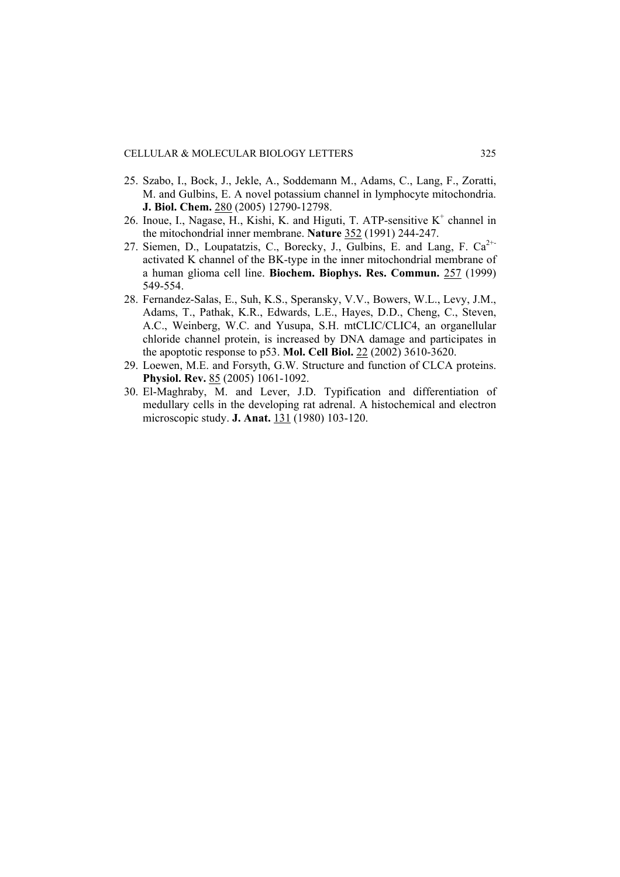25. Szabo, I., Bock, J., Jekle, A., Soddemann M., Adams, C., Lang, F., Zoratti, M. and Gulbins, E. A novel potassium channel in lymphocyte mitochondria. **J. Biol. Chem.** 280 (2005) 12790-12798.
26. Inoue, I., Nagase, H., Kishi, K. and Higuti, T. ATP-sensitive $K^+$ channel in the mitochondrial inner membrane. **Nature** 352 (1991) 244-247.
27. Siemen, D., Loupatatzis, C., Borecky, J., Gulbins, E. and Lang, F. $Ca^{2+}$-activated K channel of the BK-type in the inner mitochondrial membrane of a human glioma cell line. **Biochem. Biophys. Res. Commun.** 257 (1999) 549-554.
28. Fernandez-Salas, E., Suh, K.S., Speransky, V.V., Bowers, W.L., Levy, J.M., Adams, T., Pathak, K.R., Edwards, L.E., Hayes, D.D., Cheng, C., Steven, A.C., Weinberg, W.C. and Yusupa, S.H. mtCLIC/CLIC4, an organellular chloride channel protein, is increased by DNA damage and participates in the apoptotic response to p53. **Mol. Cell Biol.** 22 (2002) 3610-3620.
29. Loewen, M.E. and Forsyth, G.W. Structure and function of CLCA proteins. **Physiol. Rev.** 85 (2005) 1061-1092.
30. El-Maghraby, M. and Lever, J.D. Typification and differentiation of medullary cells in the developing rat adrenal. A histochemical and electron microscopic study. **J. Anat.** 131 (1980) 103-120.